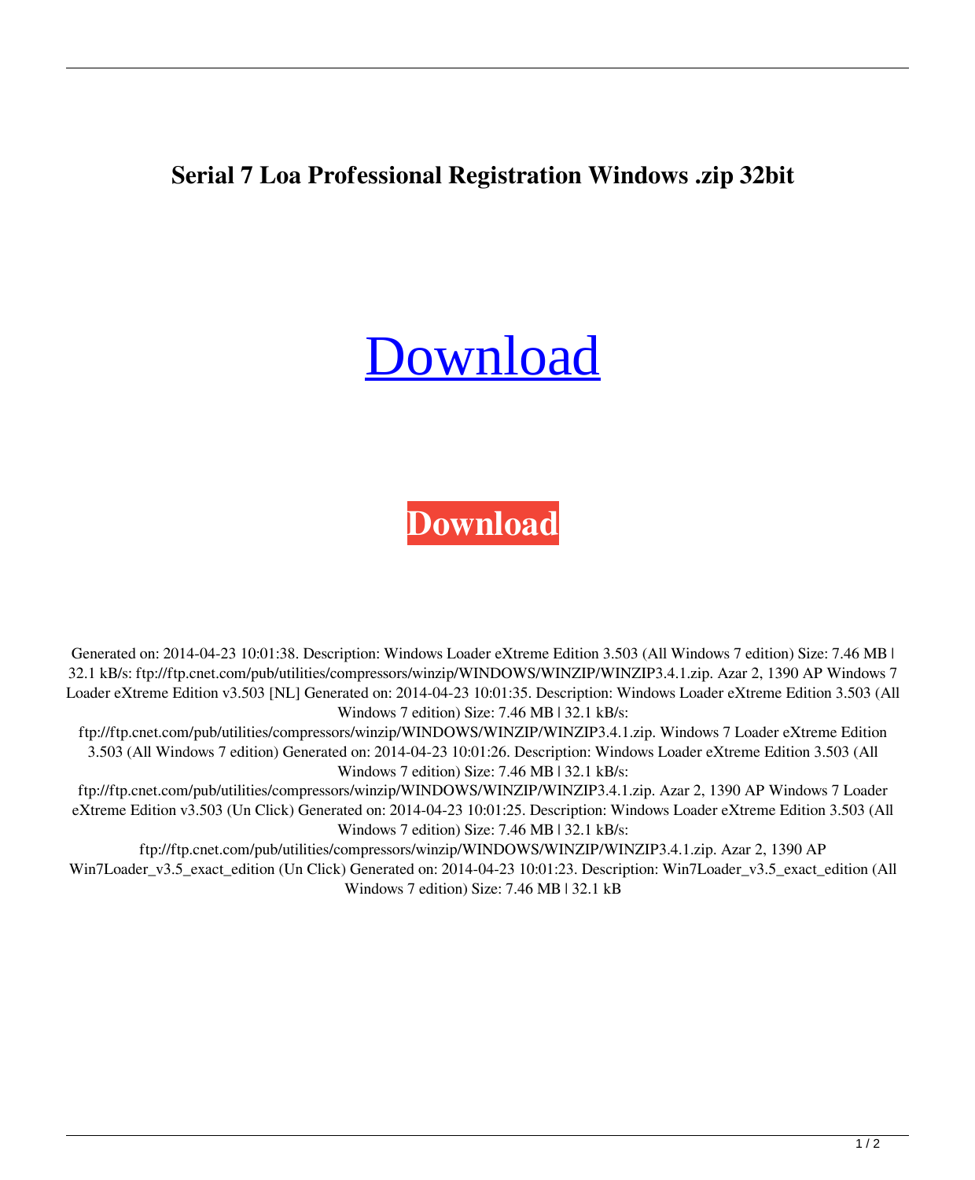**Serial 7 Loa Professional Registration Windows .zip 32bit**

# [Download](#)

**Download**

Generated on: 2014-04-23 10:01:38. Description: Windows Loader eXtreme Edition 3.503 (All Windows 7 edition) Size: 7.46 MB | 32.1 kB/s: ftp://ftp.cnet.com/pub/utilities/compressors/winzip/WINDOWS/WINZIP/WINZIP3.4.1.zip. Azar 2, 1390 AP Windows 7 Loader eXtreme Edition v3.503 [NL] Generated on: 2014-04-23 10:01:35. Description: Windows Loader eXtreme Edition 3.503 (All Windows 7 edition) Size: 7.46 MB | 32.1 kB/s: ftp://ftp.cnet.com/pub/utilities/compressors/winzip/WINDOWS/WINZIP/WINZIP3.4.1.zip. Windows 7 Loader eXtreme Edition 3.503 (All Windows 7 edition) Generated on: 2014-04-23 10:01:26. Description: Windows Loader eXtreme Edition 3.503 (All Windows 7 edition) Size: 7.46 MB | 32.1 kB/s: ftp://ftp.cnet.com/pub/utilities/compressors/winzip/WINDOWS/WINZIP/WINZIP3.4.1.zip. Azar 2, 1390 AP Windows 7 Loader eXtreme Edition v3.503 (Un Click) Generated on: 2014-04-23 10:01:25. Description: Windows Loader eXtreme Edition 3.503 (All Windows 7 edition) Size: 7.46 MB | 32.1 kB/s: ftp://ftp.cnet.com/pub/utilities/compressors/winzip/WINDOWS/WINZIP/WINZIP3.4.1.zip. Azar 2, 1390 AP Win7Loader_v3.5_exact_edition (Un Click) Generated on: 2014-04-23 10:01:23. Description: Win7Loader_v3.5_exact_edition (All Windows 7 edition) Size: 7.46 MB | 32.1 kB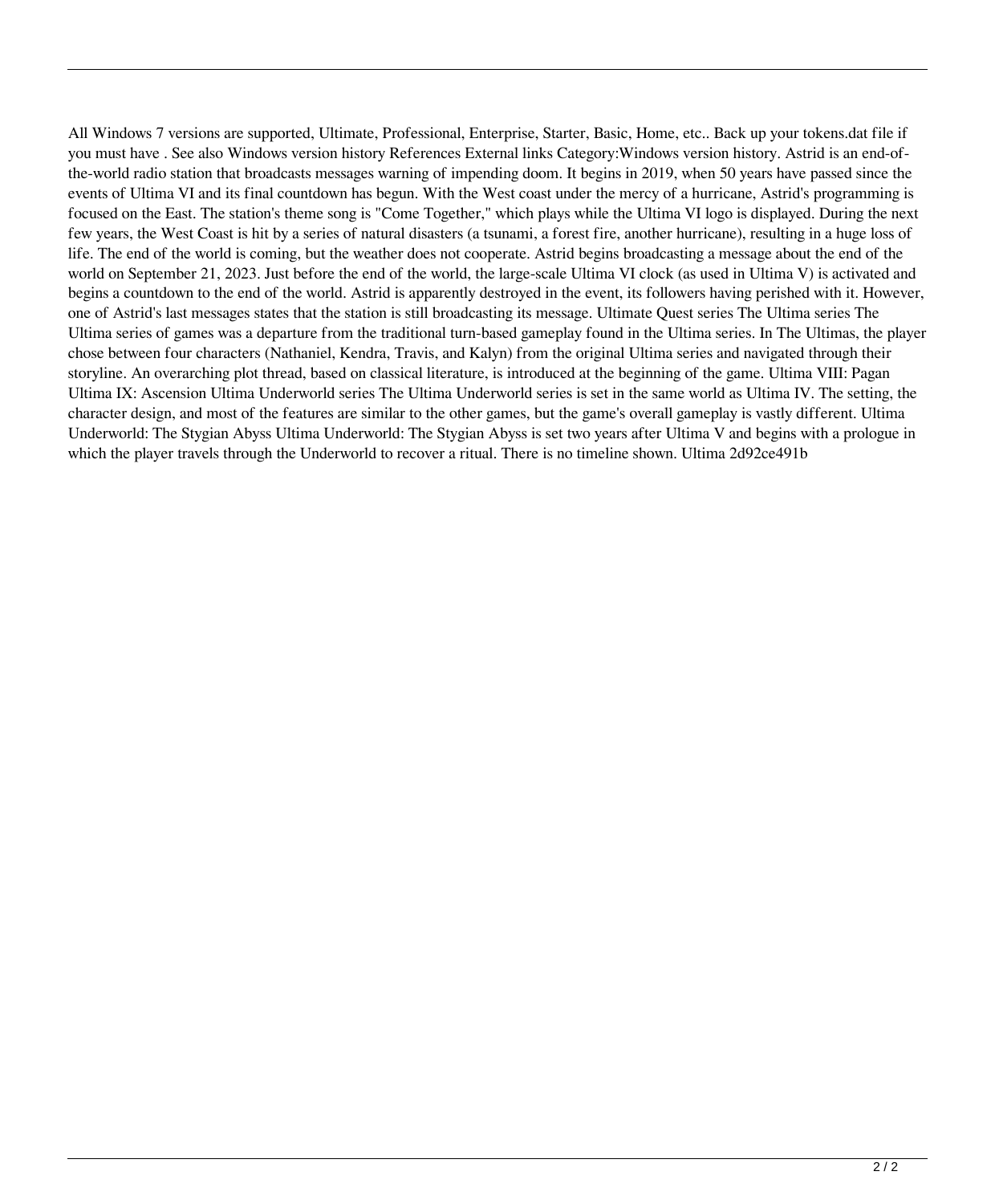All Windows 7 versions are supported, Ultimate, Professional, Enterprise, Starter, Basic, Home, etc.. Back up your tokens.dat file if you must have . See also Windows version history References External links Category:Windows version history. Astrid is an end-of-the-world radio station that broadcasts messages warning of impending doom. It begins in 2019, when 50 years have passed since the events of Ultima VI and its final countdown has begun. With the West coast under the mercy of a hurricane, Astrid's programming is focused on the East. The station's theme song is "Come Together," which plays while the Ultima VI logo is displayed. During the next few years, the West Coast is hit by a series of natural disasters (a tsunami, a forest fire, another hurricane), resulting in a huge loss of life. The end of the world is coming, but the weather does not cooperate. Astrid begins broadcasting a message about the end of the world on September 21, 2023. Just before the end of the world, the large-scale Ultima VI clock (as used in Ultima V) is activated and begins a countdown to the end of the world. Astrid is apparently destroyed in the event, its followers having perished with it. However, one of Astrid's last messages states that the station is still broadcasting its message. Ultimate Quest series The Ultima series The Ultima series of games was a departure from the traditional turn-based gameplay found in the Ultima series. In The Ultimas, the player chose between four characters (Nathaniel, Kendra, Travis, and Kalyn) from the original Ultima series and navigated through their storyline. An overarching plot thread, based on classical literature, is introduced at the beginning of the game. Ultima VIII: Pagan Ultima IX: Ascension Ultima Underworld series The Ultima Underworld series is set in the same world as Ultima IV. The setting, the character design, and most of the features are similar to the other games, but the game's overall gameplay is vastly different. Ultima Underworld: The Stygian Abyss Ultima Underworld: The Stygian Abyss is set two years after Ultima V and begins with a prologue in which the player travels through the Underworld to recover a ritual. There is no timeline shown. Ultima 2d92ce491b